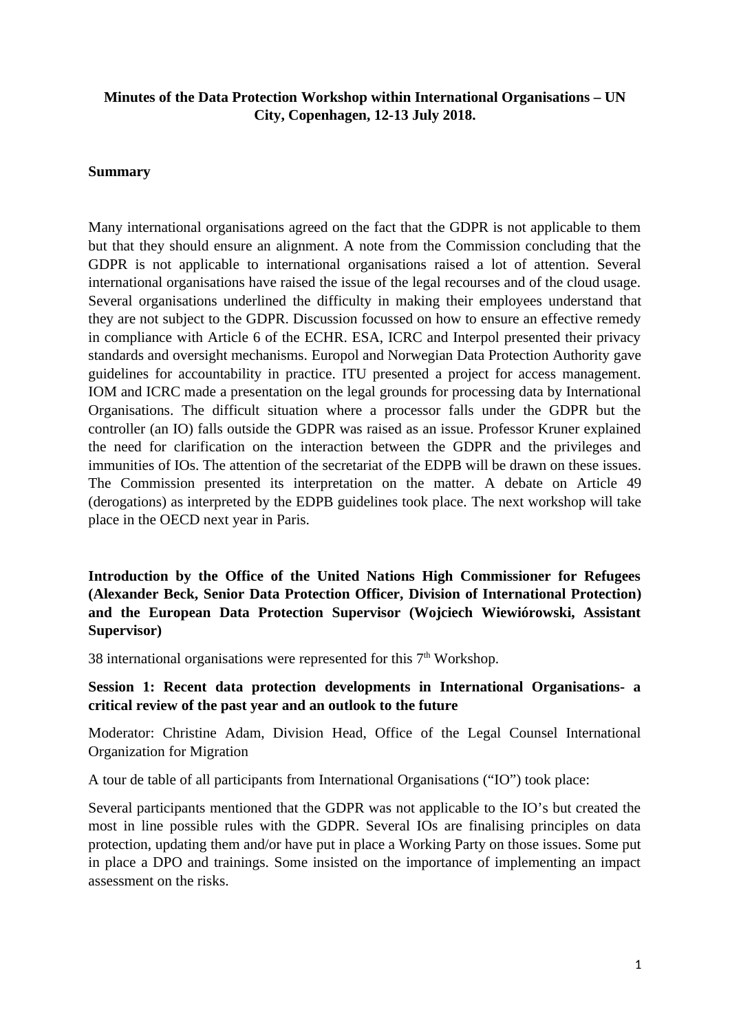**Minutes of the Data Protection Workshop within International Organisations – UN City, Copenhagen, 12-13 July 2018.**

**Summary**

Many international organisations agreed on the fact that the GDPR is not applicable to them but that they should ensure an alignment. A note from the Commission concluding that the GDPR is not applicable to international organisations raised a lot of attention. Several international organisations have raised the issue of the legal recourses and of the cloud usage. Several organisations underlined the difficulty in making their employees understand that they are not subject to the GDPR. Discussion focussed on how to ensure an effective remedy in compliance with Article 6 of the ECHR. ESA, ICRC and Interpol presented their privacy standards and oversight mechanisms. Europol and Norwegian Data Protection Authority gave guidelines for accountability in practice. ITU presented a project for access management. IOM and ICRC made a presentation on the legal grounds for processing data by International Organisations. The difficult situation where a processor falls under the GDPR but the controller (an IO) falls outside the GDPR was raised as an issue. Professor Kruner explained the need for clarification on the interaction between the GDPR and the privileges and immunities of IOs. The attention of the secretariat of the EDPB will be drawn on these issues. The Commission presented its interpretation on the matter. A debate on Article 49 (derogations) as interpreted by the EDPB guidelines took place. The next workshop will take place in the OECD next year in Paris.

**Introduction by the Office of the United Nations High Commissioner for Refugees (Alexander Beck, Senior Data Protection Officer, Division of International Protection) and the European Data Protection Supervisor (Wojciech Wiewiórowski, Assistant Supervisor)**

38 international organisations were represented for this 7th Workshop.

**Session 1: Recent data protection developments in International Organisations- a critical review of the past year and an outlook to the future**

Moderator: Christine Adam, Division Head, Office of the Legal Counsel International Organization for Migration

A tour de table of all participants from International Organisations ("IO") took place:

Several participants mentioned that the GDPR was not applicable to the IO's but created the most in line possible rules with the GDPR. Several IOs are finalising principles on data protection, updating them and/or have put in place a Working Party on those issues. Some put in place a DPO and trainings. Some insisted on the importance of implementing an impact assessment on the risks.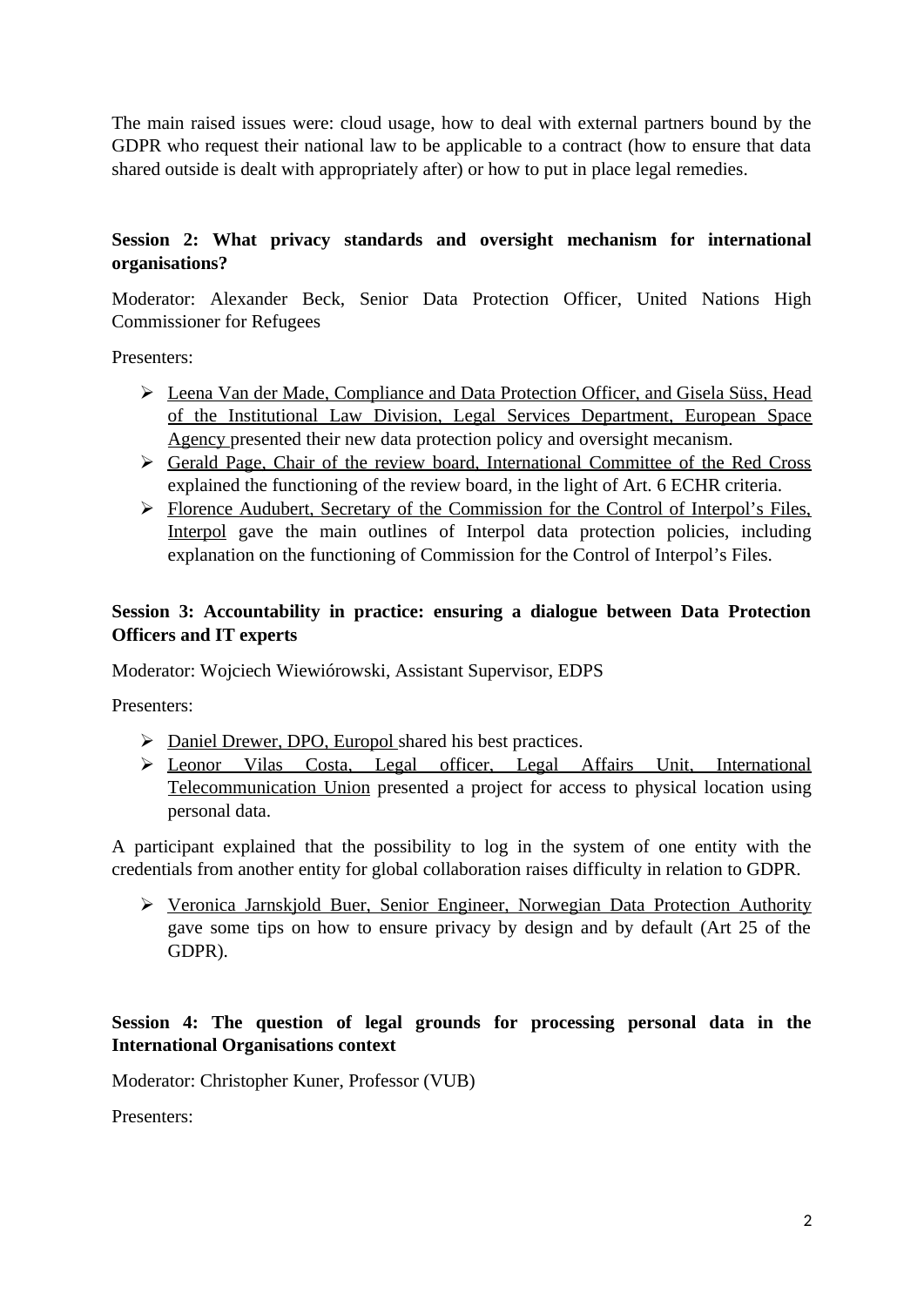The main raised issues were: cloud usage, how to deal with external partners bound by the GDPR who request their national law to be applicable to a contract (how to ensure that data shared outside is dealt with appropriately after) or how to put in place legal remedies.

**Session 2: What privacy standards and oversight mechanism for international organisations?**

Moderator: Alexander Beck, Senior Data Protection Officer, United Nations High Commissioner for Refugees

Presenters:

- Leena Van der Made, Compliance and Data Protection Officer, and Gisela Süss, Head of the Institutional Law Division, Legal Services Department, European Space Agency presented their new data protection policy and oversight mecanism.
- Gerald Page, Chair of the review board, International Committee of the Red Cross explained the functioning of the review board, in the light of Art. 6 ECHR criteria.
- Florence Audubert, Secretary of the Commission for the Control of Interpol's Files, Interpol gave the main outlines of Interpol data protection policies, including explanation on the functioning of Commission for the Control of Interpol's Files.

**Session 3: Accountability in practice: ensuring a dialogue between Data Protection Officers and IT experts**

Moderator: Wojciech Wiewiórowski, Assistant Supervisor, EDPS

Presenters:

- Daniel Drewer, DPO, Europol shared his best practices.
- Leonor Vilas Costa, Legal officer, Legal Affairs Unit, International Telecommunication Union presented a project for access to physical location using personal data.

A participant explained that the possibility to log in the system of one entity with the credentials from another entity for global collaboration raises difficulty in relation to GDPR.

- Veronica Jarnskjold Buer, Senior Engineer, Norwegian Data Protection Authority gave some tips on how to ensure privacy by design and by default (Art 25 of the GDPR).

**Session 4: The question of legal grounds for processing personal data in the International Organisations context**

Moderator: Christopher Kuner, Professor (VUB)

Presenters: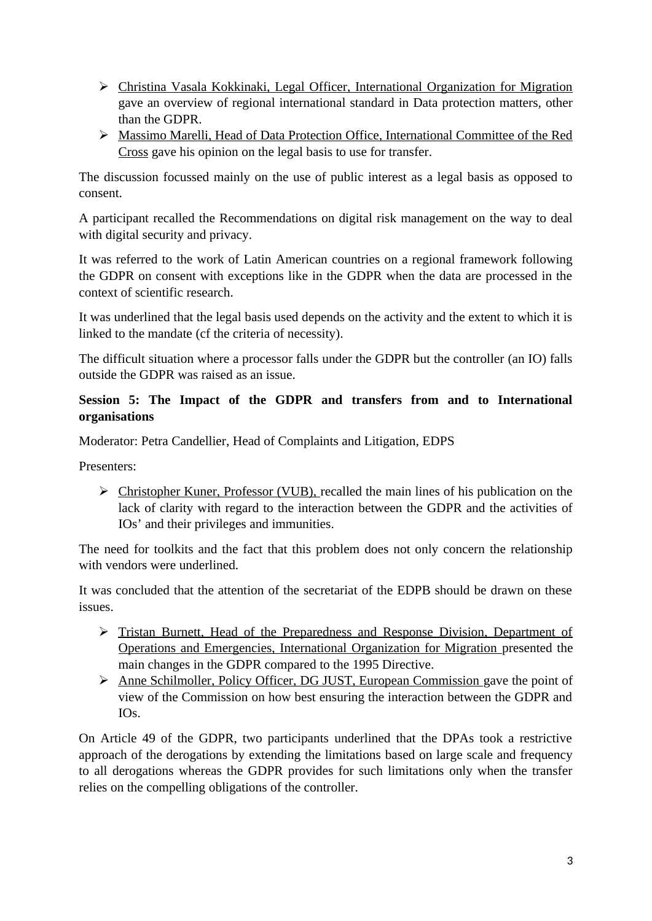- Christina Vasala Kokkinaki, Legal Officer, International Organization for Migration gave an overview of regional international standard in Data protection matters, other than the GDPR.
- Massimo Marelli, Head of Data Protection Office, International Committee of the Red Cross gave his opinion on the legal basis to use for transfer.

The discussion focussed mainly on the use of public interest as a legal basis as opposed to consent.

A participant recalled the Recommendations on digital risk management on the way to deal with digital security and privacy.

It was referred to the work of Latin American countries on a regional framework following the GDPR on consent with exceptions like in the GDPR when the data are processed in the context of scientific research.

It was underlined that the legal basis used depends on the activity and the extent to which it is linked to the mandate (cf the criteria of necessity).

The difficult situation where a processor falls under the GDPR but the controller (an IO) falls outside the GDPR was raised as an issue.

**Session 5: The Impact of the GDPR and transfers from and to International organisations**

Moderator: Petra Candellier, Head of Complaints and Litigation, EDPS

Presenters:

- Christopher Kuner, Professor (VUB), recalled the main lines of his publication on the lack of clarity with regard to the interaction between the GDPR and the activities of IOs' and their privileges and immunities.

The need for toolkits and the fact that this problem does not only concern the relationship with vendors were underlined.

It was concluded that the attention of the secretariat of the EDPB should be drawn on these issues.

- Tristan Burnett, Head of the Preparedness and Response Division, Department of Operations and Emergencies, International Organization for Migration presented the main changes in the GDPR compared to the 1995 Directive.
- Anne Schilmoller, Policy Officer, DG JUST, European Commission gave the point of view of the Commission on how best ensuring the interaction between the GDPR and IOs.

On Article 49 of the GDPR, two participants underlined that the DPAs took a restrictive approach of the derogations by extending the limitations based on large scale and frequency to all derogations whereas the GDPR provides for such limitations only when the transfer relies on the compelling obligations of the controller.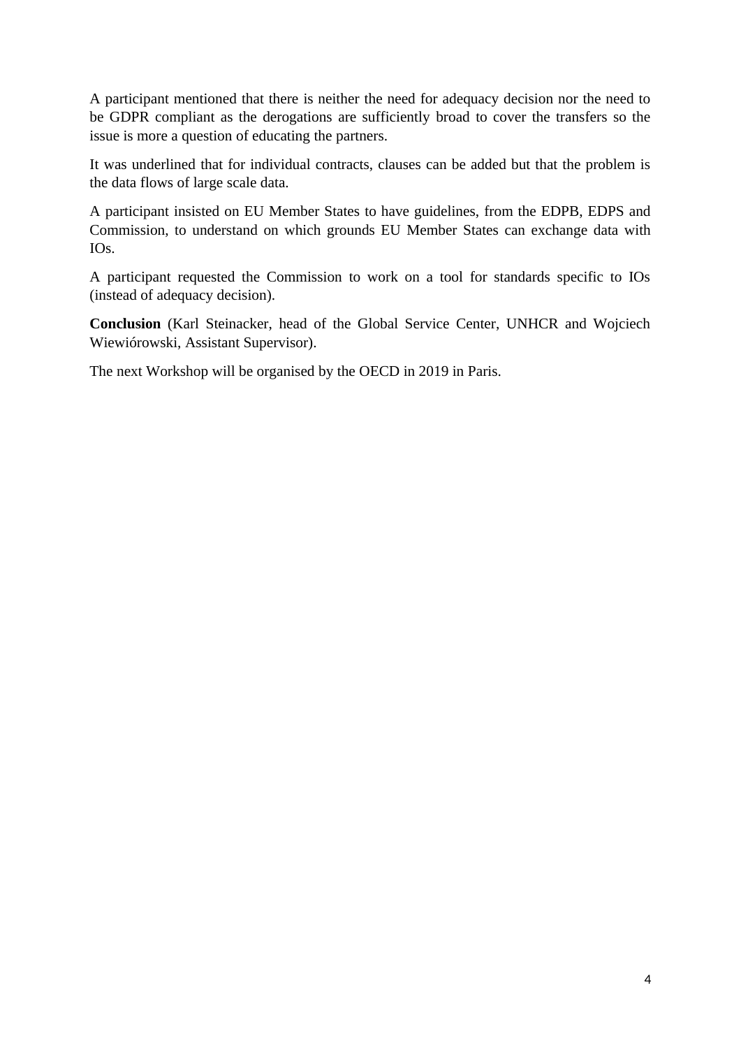A participant mentioned that there is neither the need for adequacy decision nor the need to be GDPR compliant as the derogations are sufficiently broad to cover the transfers so the issue is more a question of educating the partners.

It was underlined that for individual contracts, clauses can be added but that the problem is the data flows of large scale data.

A participant insisted on EU Member States to have guidelines, from the EDPB, EDPS and Commission, to understand on which grounds EU Member States can exchange data with IOs.

A participant requested the Commission to work on a tool for standards specific to IOs (instead of adequacy decision).

**Conclusion** (Karl Steinacker, head of the Global Service Center, UNHCR and Wojciech Wiewiórowski, Assistant Supervisor).

The next Workshop will be organised by the OECD in 2019 in Paris.